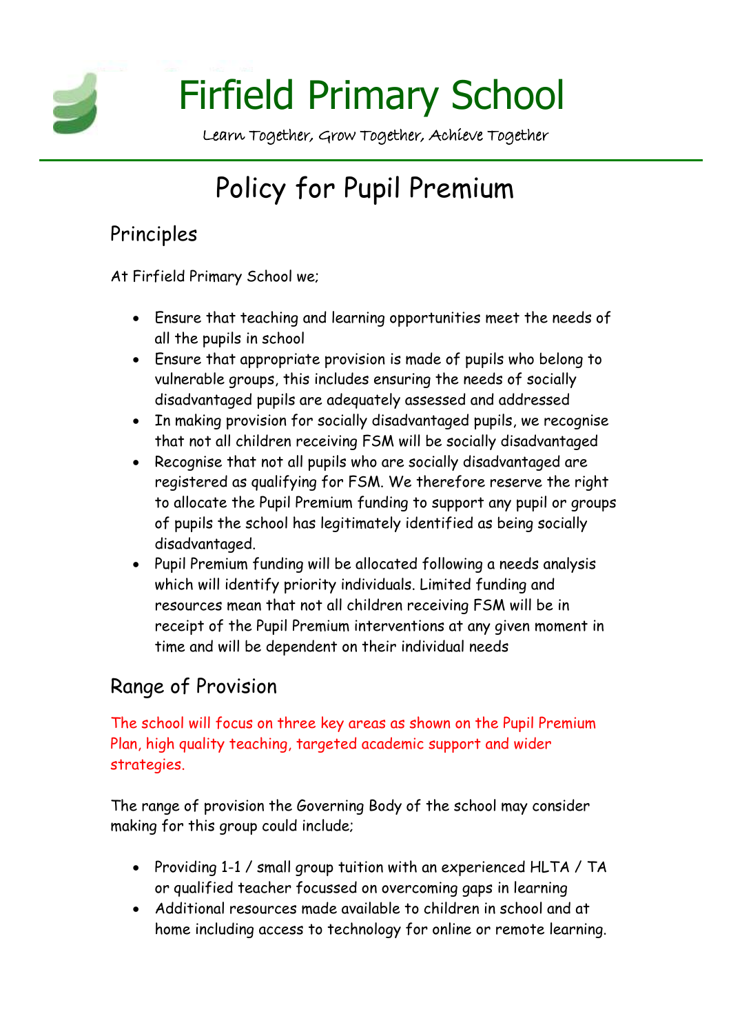# Firfield Primary School

Learn Together, Grow Together, Achieve Together

# Policy for Pupil Premium

## Principles

At Firfield Primary School we;

- Ensure that teaching and learning opportunities meet the needs of all the pupils in school
- Ensure that appropriate provision is made of pupils who belong to vulnerable groups, this includes ensuring the needs of socially disadvantaged pupils are adequately assessed and addressed
- In making provision for socially disadvantaged pupils, we recognise that not all children receiving FSM will be socially disadvantaged
- Recognise that not all pupils who are socially disadvantaged are registered as qualifying for FSM. We therefore reserve the right to allocate the Pupil Premium funding to support any pupil or groups of pupils the school has legitimately identified as being socially disadvantaged.
- Pupil Premium funding will be allocated following a needs analysis which will identify priority individuals. Limited funding and resources mean that not all children receiving FSM will be in receipt of the Pupil Premium interventions at any given moment in time and will be dependent on their individual needs

## Range of Provision

The school will focus on three key areas as shown on the Pupil Premium Plan, high quality teaching, targeted academic support and wider strategies.

The range of provision the Governing Body of the school may consider making for this group could include;

- Providing 1-1 / small group tuition with an experienced HLTA / TA or qualified teacher focussed on overcoming gaps in learning
- Additional resources made available to children in school and at home including access to technology for online or remote learning.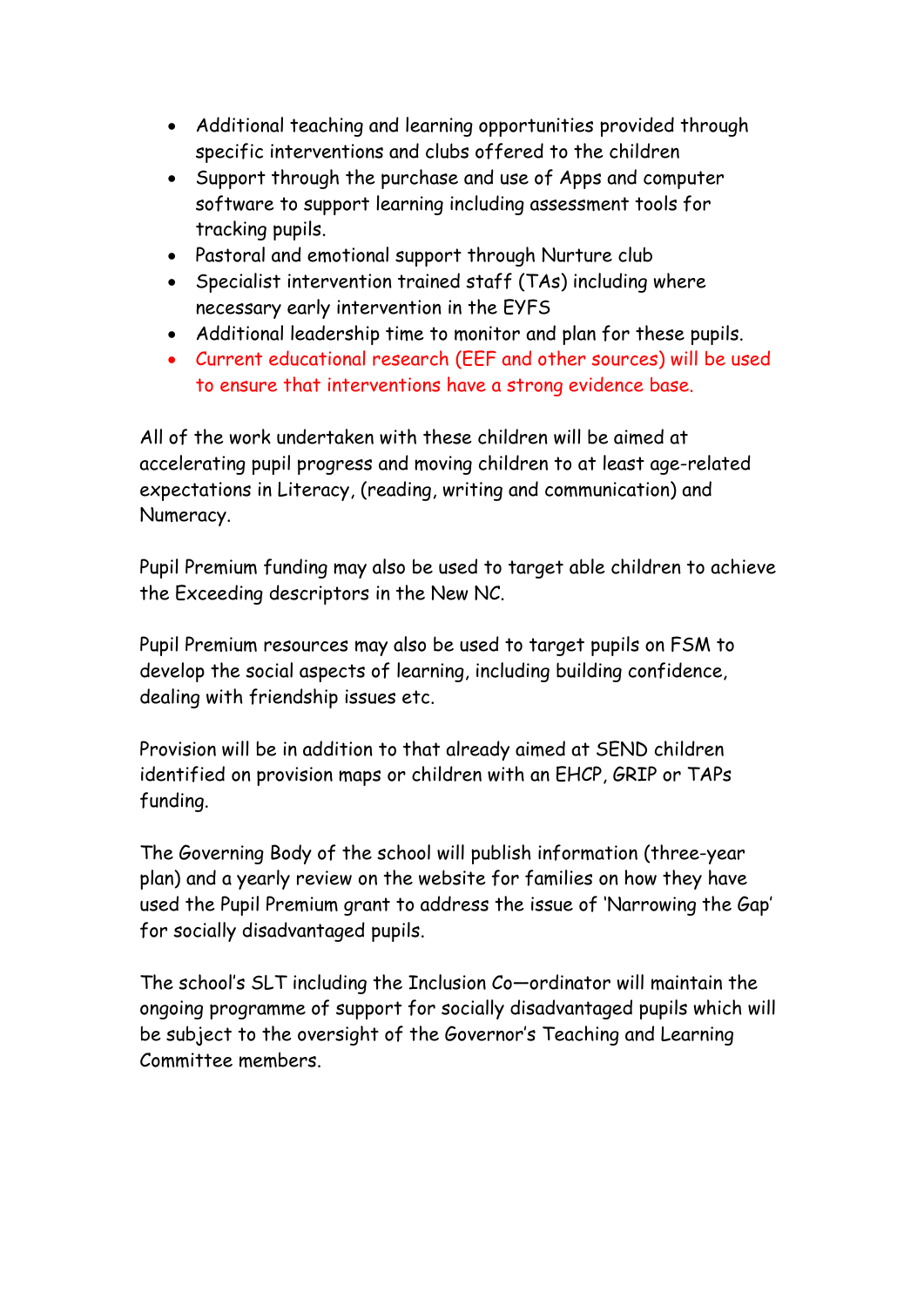- Additional teaching and learning opportunities provided through specific interventions and clubs offered to the children
- Support through the purchase and use of Apps and computer software to support learning including assessment tools for tracking pupils.
- Pastoral and emotional support through Nurture club
- Specialist intervention trained staff (TAs) including where necessary early intervention in the EYFS
- Additional leadership time to monitor and plan for these pupils.
- Current educational research (EEF and other sources) will be used to ensure that interventions have a strong evidence base.

All of the work undertaken with these children will be aimed at accelerating pupil progress and moving children to at least age-related expectations in Literacy, (reading, writing and communication) and Numeracy.

Pupil Premium funding may also be used to target able children to achieve the Exceeding descriptors in the New NC.

Pupil Premium resources may also be used to target pupils on FSM to develop the social aspects of learning, including building confidence, dealing with friendship issues etc.

Provision will be in addition to that already aimed at SEND children identified on provision maps or children with an EHCP, GRIP or TAPs funding.

The Governing Body of the school will publish information (three-year plan) and a yearly review on the website for families on how they have used the Pupil Premium grant to address the issue of 'Narrowing the Gap' for socially disadvantaged pupils.

The school's SLT including the Inclusion Co—ordinator will maintain the ongoing programme of support for socially disadvantaged pupils which will be subject to the oversight of the Governor's Teaching and Learning Committee members.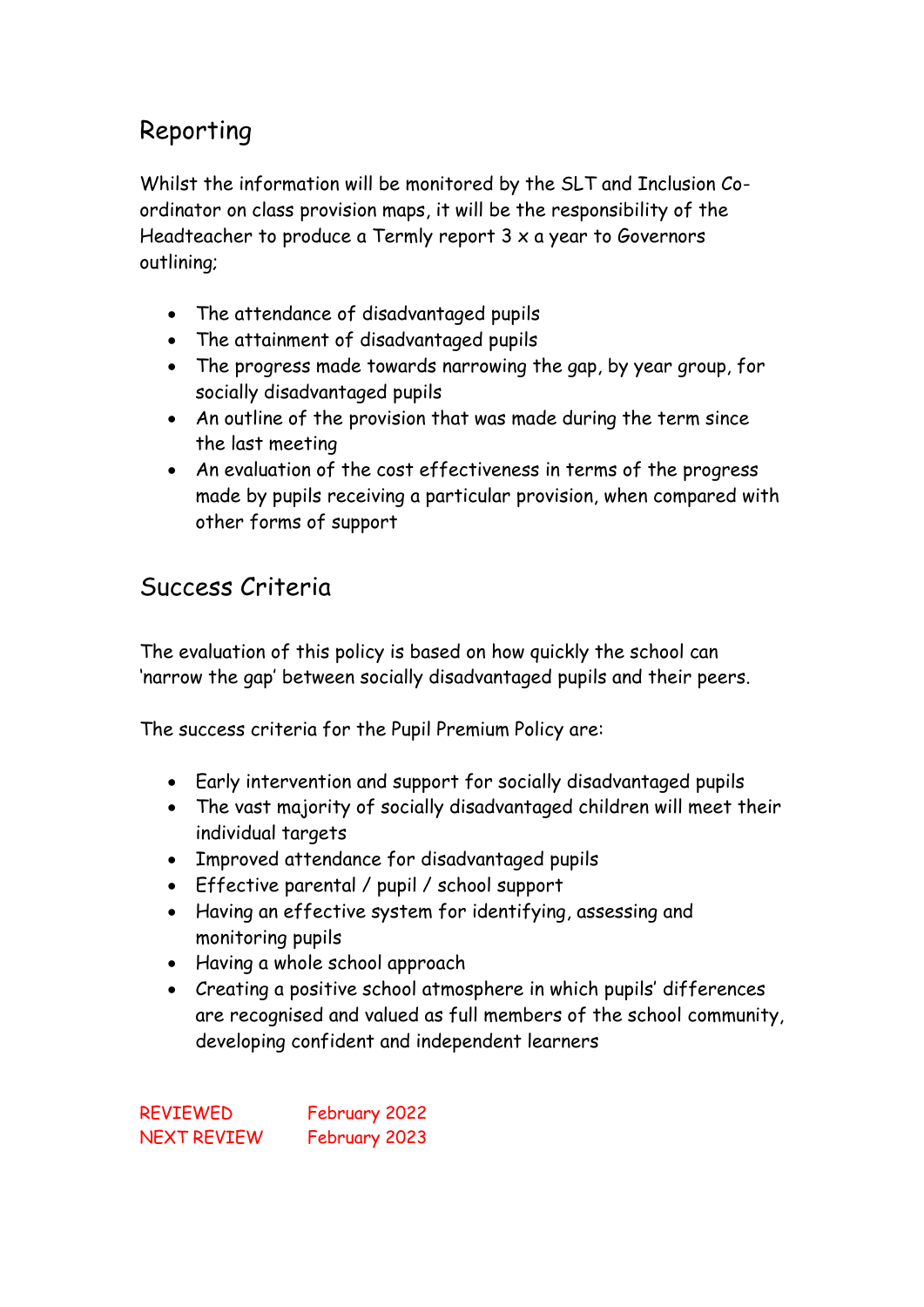## Reporting

Whilst the information will be monitored by the SLT and Inclusion Co-ordinator on class provision maps, it will be the responsibility of the Headteacher to produce a Termly report 3 x a year to Governors outlining;

- The attendance of disadvantaged pupils
- The attainment of disadvantaged pupils
- The progress made towards narrowing the gap, by year group, for socially disadvantaged pupils
- An outline of the provision that was made during the term since the last meeting
- An evaluation of the cost effectiveness in terms of the progress made by pupils receiving a particular provision, when compared with other forms of support

## Success Criteria

The evaluation of this policy is based on how quickly the school can 'narrow the gap' between socially disadvantaged pupils and their peers.

The success criteria for the Pupil Premium Policy are:

- Early intervention and support for socially disadvantaged pupils
- The vast majority of socially disadvantaged children will meet their individual targets
- Improved attendance for disadvantaged pupils
- Effective parental / pupil / school support
- Having an effective system for identifying, assessing and monitoring pupils
- Having a whole school approach
- Creating a positive school atmosphere in which pupils' differences are recognised and valued as full members of the school community, developing confident and independent learners

REVIEWED February 2022
NEXT REVIEW February 2023